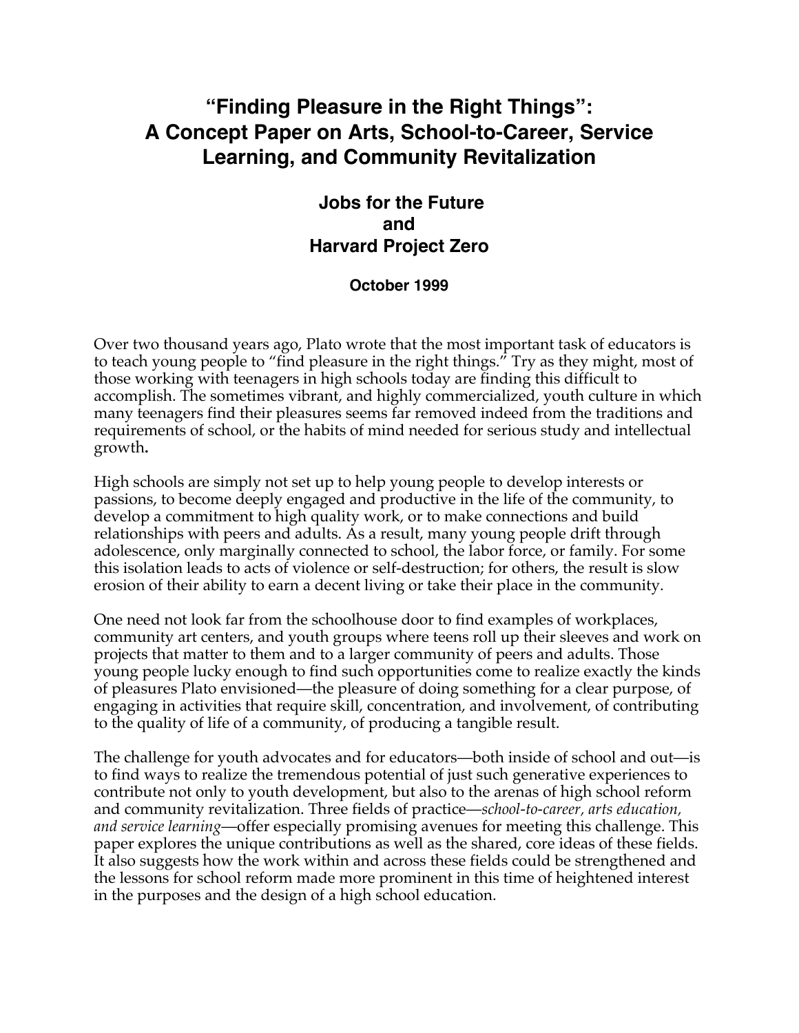# "Finding Pleasure in the Right Things": A Concept Paper on Arts, School-to-Career, Service Learning, and Community Revitalization

## Jobs for the Future and Harvard Project Zero

**October 1999**

Over two thousand years ago, Plato wrote that the most important task of educators is to teach young people to "find pleasure in the right things." Try as they might, most of those working with teenagers in high schools today are finding this difficult to accomplish. The sometimes vibrant, and highly commercialized, youth culture in which many teenagers find their pleasures seems far removed indeed from the traditions and requirements of school, or the habits of mind needed for serious study and intellectual growth**.**

High schools are simply not set up to help young people to develop interests or passions, to become deeply engaged and productive in the life of the community, to develop a commitment to high quality work, or to make connections and build relationships with peers and adults. As a result, many young people drift through adolescence, only marginally connected to school, the labor force, or family. For some this isolation leads to acts of violence or self-destruction; for others, the result is slow erosion of their ability to earn a decent living or take their place in the community.

One need not look far from the schoolhouse door to find examples of workplaces, community art centers, and youth groups where teens roll up their sleeves and work on projects that matter to them and to a larger community of peers and adults. Those young people lucky enough to find such opportunities come to realize exactly the kinds of pleasures Plato envisioned—the pleasure of doing something for a clear purpose, of engaging in activities that require skill, concentration, and involvement, of contributing to the quality of life of a community, of producing a tangible result.

The challenge for youth advocates and for educators—both inside of school and out—is to find ways to realize the tremendous potential of just such generative experiences to contribute not only to youth development, but also to the arenas of high school reform and community revitalization. Three fields of practice—*school-to-career, arts education, and service learning*—offer especially promising avenues for meeting this challenge. This paper explores the unique contributions as well as the shared, core ideas of these fields. It also suggests how the work within and across these fields could be strengthened and the lessons for school reform made more prominent in this time of heightened interest in the purposes and the design of a high school education.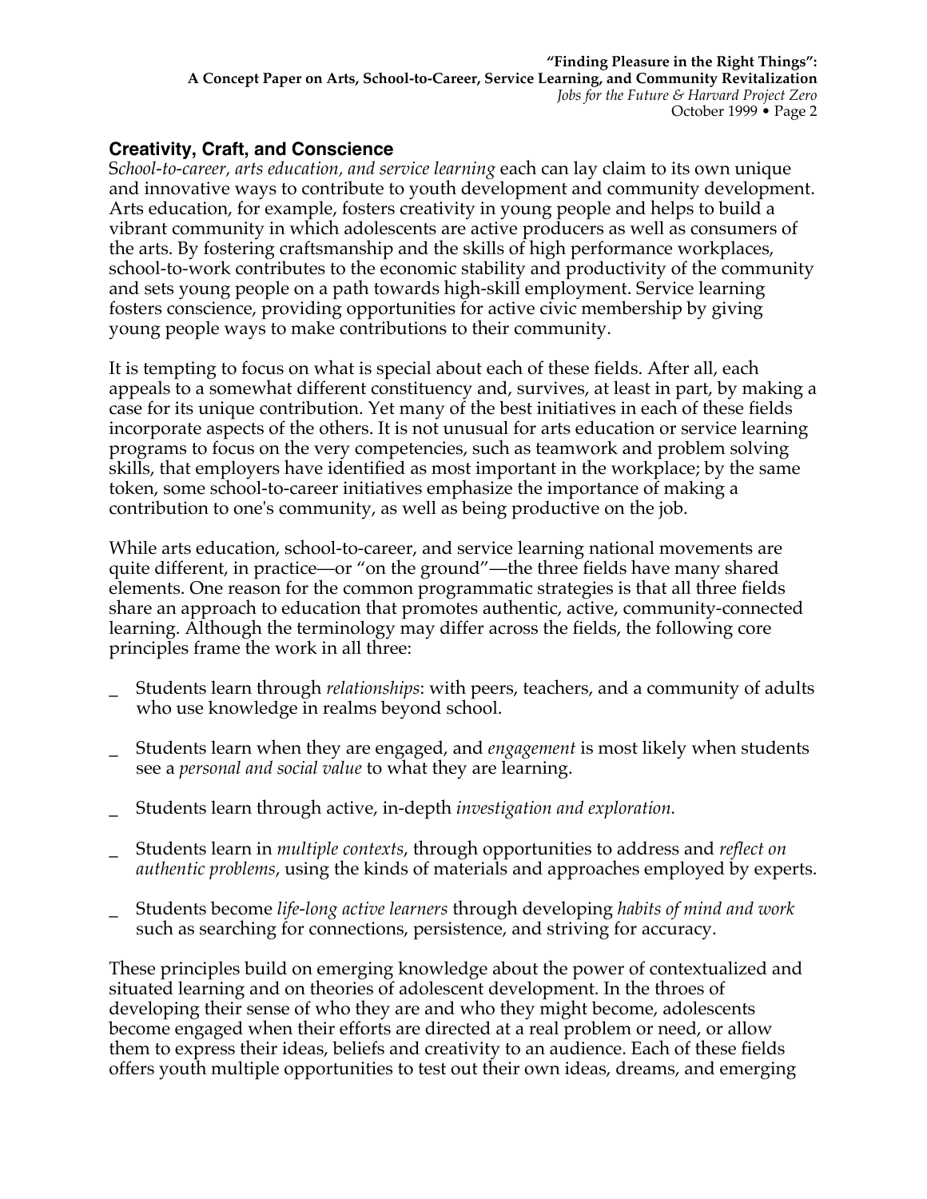## Creativity, Craft, and Conscience

*School-to-career, arts education, and service learning* each can lay claim to its own unique and innovative ways to contribute to youth development and community development. Arts education, for example, fosters creativity in young people and helps to build a vibrant community in which adolescents are active producers as well as consumers of the arts. By fostering craftsmanship and the skills of high performance workplaces, school-to-work contributes to the economic stability and productivity of the community and sets young people on a path towards high-skill employment. Service learning fosters conscience, providing opportunities for active civic membership by giving young people ways to make contributions to their community.

It is tempting to focus on what is special about each of these fields. After all, each appeals to a somewhat different constituency and, survives, at least in part, by making a case for its unique contribution. Yet many of the best initiatives in each of these fields incorporate aspects of the others. It is not unusual for arts education or service learning programs to focus on the very competencies, such as teamwork and problem solving skills, that employers have identified as most important in the workplace; by the same token, some school-to-career initiatives emphasize the importance of making a contribution to one's community, as well as being productive on the job.

While arts education, school-to-career, and service learning national movements are quite different, in practice—or "on the ground"—the three fields have many shared elements. One reason for the common programmatic strategies is that all three fields share an approach to education that promotes authentic, active, community-connected learning. Although the terminology may differ across the fields, the following core principles frame the work in all three:

- Students learn through *relationships*: with peers, teachers, and a community of adults who use knowledge in realms beyond school.
- Students learn when they are engaged, and *engagement* is most likely when students see a *personal and social value* to what they are learning.
- Students learn through active, in-depth *investigation and exploration.*
- Students learn in *multiple contexts*, through opportunities to address and *reflect on authentic problems*, using the kinds of materials and approaches employed by experts.
- Students become *life-long active learners* through developing *habits of mind and work* such as searching for connections, persistence, and striving for accuracy.

These principles build on emerging knowledge about the power of contextualized and situated learning and on theories of adolescent development. In the throes of developing their sense of who they are and who they might become, adolescents become engaged when their efforts are directed at a real problem or need, or allow them to express their ideas, beliefs and creativity to an audience. Each of these fields offers youth multiple opportunities to test out their own ideas, dreams, and emerging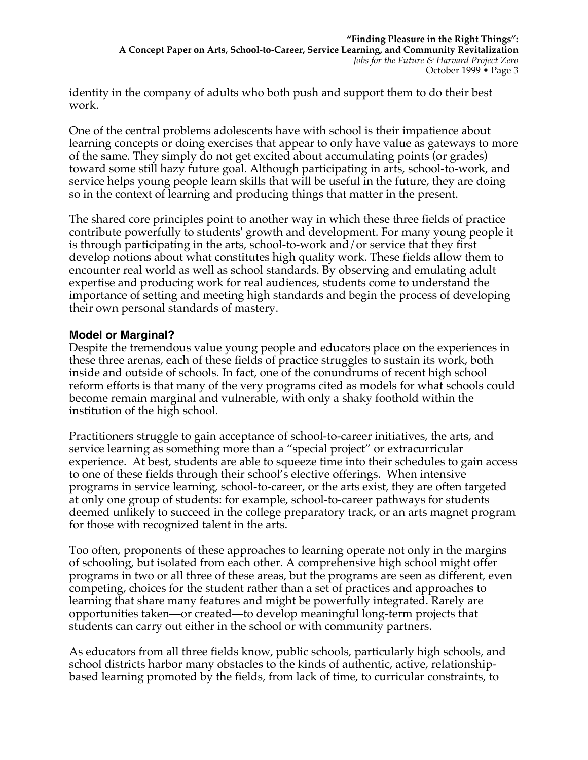identity in the company of adults who both push and support them to do their best work.

One of the central problems adolescents have with school is their impatience about learning concepts or doing exercises that appear to only have value as gateways to more of the same. They simply do not get excited about accumulating points (or grades) toward some still hazy future goal. Although participating in arts, school-to-work, and service helps young people learn skills that will be useful in the future, they are doing so in the context of learning and producing things that matter in the present.

The shared core principles point to another way in which these three fields of practice contribute powerfully to students' growth and development. For many young people it is through participating in the arts, school-to-work and/or service that they first develop notions about what constitutes high quality work. These fields allow them to encounter real world as well as school standards. By observing and emulating adult expertise and producing work for real audiences, students come to understand the importance of setting and meeting high standards and begin the process of developing their own personal standards of mastery.

### Model or Marginal?

Despite the tremendous value young people and educators place on the experiences in these three arenas, each of these fields of practice struggles to sustain its work, both inside and outside of schools. In fact, one of the conundrums of recent high school reform efforts is that many of the very programs cited as models for what schools could become remain marginal and vulnerable, with only a shaky foothold within the institution of the high school.

Practitioners struggle to gain acceptance of school-to-career initiatives, the arts, and service learning as something more than a "special project" or extracurricular experience. At best, students are able to squeeze time into their schedules to gain access to one of these fields through their school's elective offerings. When intensive programs in service learning, school-to-career, or the arts exist, they are often targeted at only one group of students: for example, school-to-career pathways for students deemed unlikely to succeed in the college preparatory track, or an arts magnet program for those with recognized talent in the arts.

Too often, proponents of these approaches to learning operate not only in the margins of schooling, but isolated from each other. A comprehensive high school might offer programs in two or all three of these areas, but the programs are seen as different, even competing, choices for the student rather than a set of practices and approaches to learning that share many features and might be powerfully integrated. Rarely are opportunities taken—or created—to develop meaningful long-term projects that students can carry out either in the school or with community partners.

As educators from all three fields know, public schools, particularly high schools, and school districts harbor many obstacles to the kinds of authentic, active, relationship-based learning promoted by the fields, from lack of time, to curricular constraints, to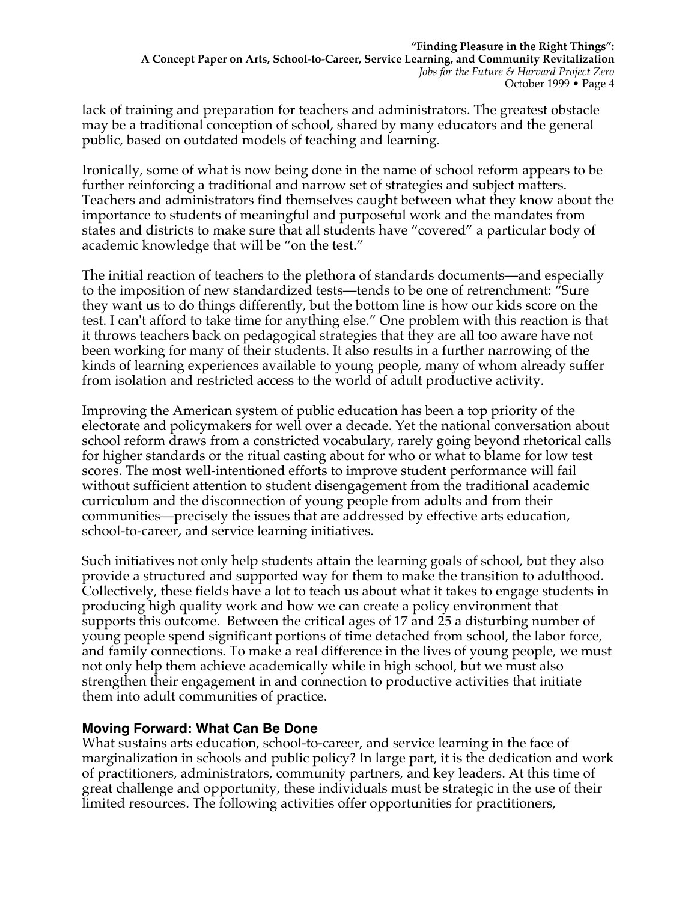lack of training and preparation for teachers and administrators. The greatest obstacle may be a traditional conception of school, shared by many educators and the general public, based on outdated models of teaching and learning.

Ironically, some of what is now being done in the name of school reform appears to be further reinforcing a traditional and narrow set of strategies and subject matters. Teachers and administrators find themselves caught between what they know about the importance to students of meaningful and purposeful work and the mandates from states and districts to make sure that all students have "covered" a particular body of academic knowledge that will be "on the test."

The initial reaction of teachers to the plethora of standards documents—and especially to the imposition of new standardized tests—tends to be one of retrenchment: "Sure they want us to do things differently, but the bottom line is how our kids score on the test. I can't afford to take time for anything else." One problem with this reaction is that it throws teachers back on pedagogical strategies that they are all too aware have not been working for many of their students. It also results in a further narrowing of the kinds of learning experiences available to young people, many of whom already suffer from isolation and restricted access to the world of adult productive activity.

Improving the American system of public education has been a top priority of the electorate and policymakers for well over a decade. Yet the national conversation about school reform draws from a constricted vocabulary, rarely going beyond rhetorical calls for higher standards or the ritual casting about for who or what to blame for low test scores. The most well-intentioned efforts to improve student performance will fail without sufficient attention to student disengagement from the traditional academic curriculum and the disconnection of young people from adults and from their communities—precisely the issues that are addressed by effective arts education, school-to-career, and service learning initiatives.

Such initiatives not only help students attain the learning goals of school, but they also provide a structured and supported way for them to make the transition to adulthood. Collectively, these fields have a lot to teach us about what it takes to engage students in producing high quality work and how we can create a policy environment that supports this outcome. Between the critical ages of 17 and 25 a disturbing number of young people spend significant portions of time detached from school, the labor force, and family connections. To make a real difference in the lives of young people, we must not only help them achieve academically while in high school, but we must also strengthen their engagement in and connection to productive activities that initiate them into adult communities of practice.

## Moving Forward: What Can Be Done

What sustains arts education, school-to-career, and service learning in the face of marginalization in schools and public policy? In large part, it is the dedication and work of practitioners, administrators, community partners, and key leaders. At this time of great challenge and opportunity, these individuals must be strategic in the use of their limited resources. The following activities offer opportunities for practitioners,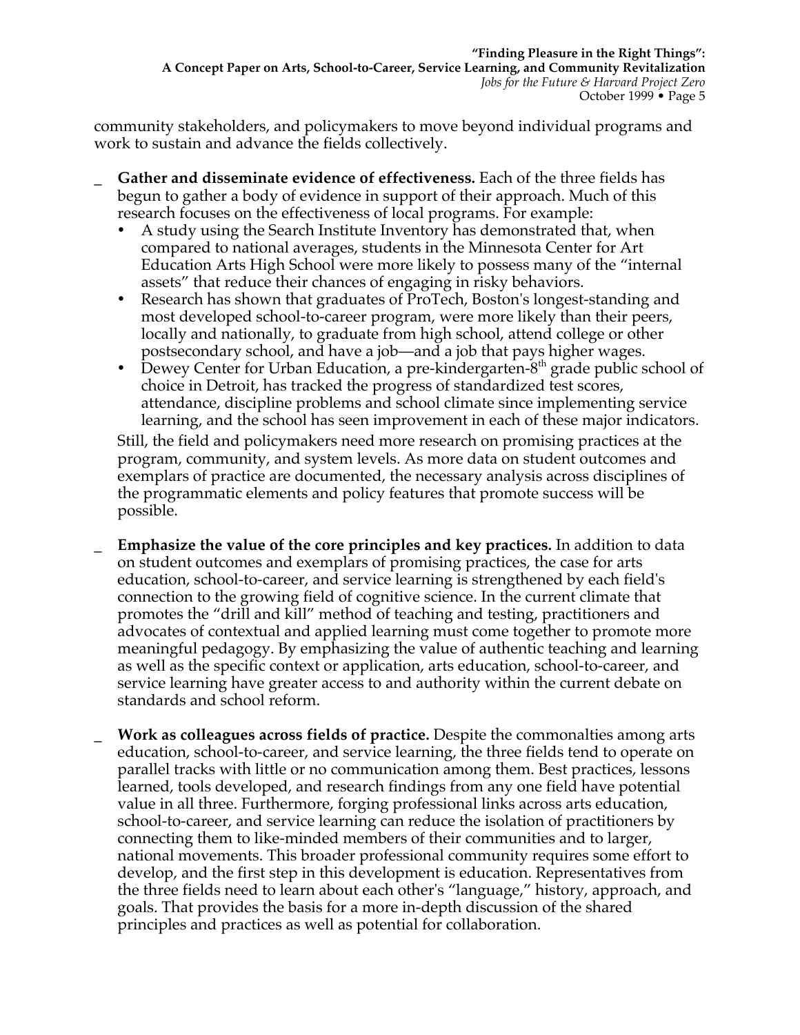community stakeholders, and policymakers to move beyond individual programs and work to sustain and advance the fields collectively.

- **Gather and disseminate evidence of effectiveness.** Each of the three fields has begun to gather a body of evidence in support of their approach. Much of this research focuses on the effectiveness of local programs. For example:
  - A study using the Search Institute Inventory has demonstrated that, when compared to national averages, students in the Minnesota Center for Art Education Arts High School were more likely to possess many of the "internal assets" that reduce their chances of engaging in risky behaviors.
  - Research has shown that graduates of ProTech, Boston's longest-standing and most developed school-to-career program, were more likely than their peers, locally and nationally, to graduate from high school, attend college or other postsecondary school, and have a job—and a job that pays higher wages.
  - Dewey Center for Urban Education, a pre-kindergarten-8th grade public school of choice in Detroit, has tracked the progress of standardized test scores, attendance, discipline problems and school climate since implementing service learning, and the school has seen improvement in each of these major indicators.

  Still, the field and policymakers need more research on promising practices at the program, community, and system levels. As more data on student outcomes and exemplars of practice are documented, the necessary analysis across disciplines of the programmatic elements and policy features that promote success will be possible.

- **Emphasize the value of the core principles and key practices.** In addition to data on student outcomes and exemplars of promising practices, the case for arts education, school-to-career, and service learning is strengthened by each field's connection to the growing field of cognitive science. In the current climate that promotes the "drill and kill" method of teaching and testing, practitioners and advocates of contextual and applied learning must come together to promote more meaningful pedagogy. By emphasizing the value of authentic teaching and learning as well as the specific context or application, arts education, school-to-career, and service learning have greater access to and authority within the current debate on standards and school reform.

- **Work as colleagues across fields of practice.** Despite the commonalties among arts education, school-to-career, and service learning, the three fields tend to operate on parallel tracks with little or no communication among them. Best practices, lessons learned, tools developed, and research findings from any one field have potential value in all three. Furthermore, forging professional links across arts education, school-to-career, and service learning can reduce the isolation of practitioners by connecting them to like-minded members of their communities and to larger, national movements. This broader professional community requires some effort to develop, and the first step in this development is education. Representatives from the three fields need to learn about each other's "language," history, approach, and goals. That provides the basis for a more in-depth discussion of the shared principles and practices as well as potential for collaboration.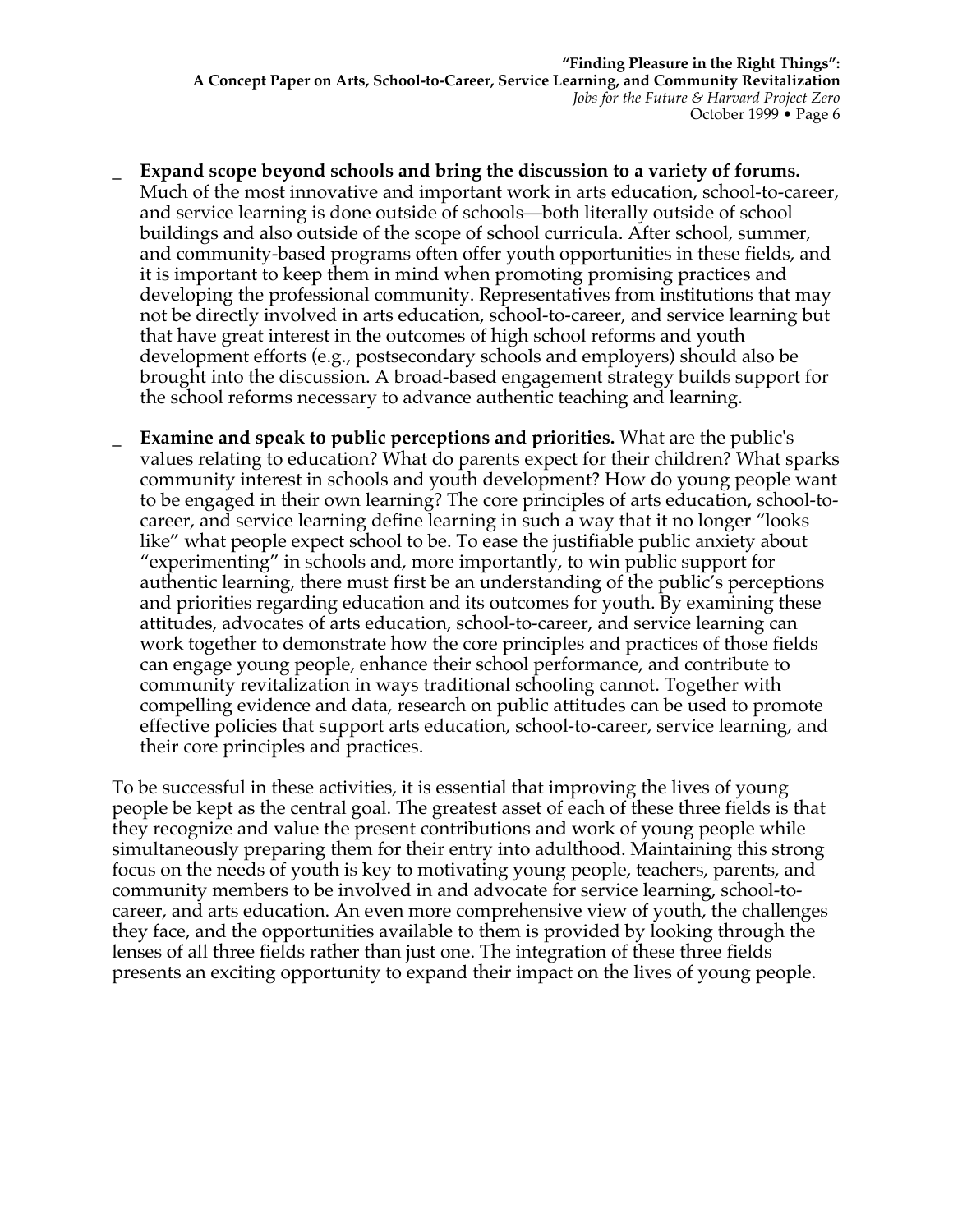- **Expand scope beyond schools and bring the discussion to a variety of forums.** Much of the most innovative and important work in arts education, school-to-career, and service learning is done outside of schools—both literally outside of school buildings and also outside of the scope of school curricula. After school, summer, and community-based programs often offer youth opportunities in these fields, and it is important to keep them in mind when promoting promising practices and developing the professional community. Representatives from institutions that may not be directly involved in arts education, school-to-career, and service learning but that have great interest in the outcomes of high school reforms and youth development efforts (e.g., postsecondary schools and employers) should also be brought into the discussion. A broad-based engagement strategy builds support for the school reforms necessary to advance authentic teaching and learning.

- **Examine and speak to public perceptions and priorities.** What are the public's values relating to education? What do parents expect for their children? What sparks community interest in schools and youth development? How do young people want to be engaged in their own learning? The core principles of arts education, school-to-career, and service learning define learning in such a way that it no longer "looks like" what people expect school to be. To ease the justifiable public anxiety about "experimenting" in schools and, more importantly, to win public support for authentic learning, there must first be an understanding of the public's perceptions and priorities regarding education and its outcomes for youth. By examining these attitudes, advocates of arts education, school-to-career, and service learning can work together to demonstrate how the core principles and practices of those fields can engage young people, enhance their school performance, and contribute to community revitalization in ways traditional schooling cannot. Together with compelling evidence and data, research on public attitudes can be used to promote effective policies that support arts education, school-to-career, service learning, and their core principles and practices.

To be successful in these activities, it is essential that improving the lives of young people be kept as the central goal. The greatest asset of each of these three fields is that they recognize and value the present contributions and work of young people while simultaneously preparing them for their entry into adulthood. Maintaining this strong focus on the needs of youth is key to motivating young people, teachers, parents, and community members to be involved in and advocate for service learning, school-to-career, and arts education. An even more comprehensive view of youth, the challenges they face, and the opportunities available to them is provided by looking through the lenses of all three fields rather than just one. The integration of these three fields presents an exciting opportunity to expand their impact on the lives of young people.